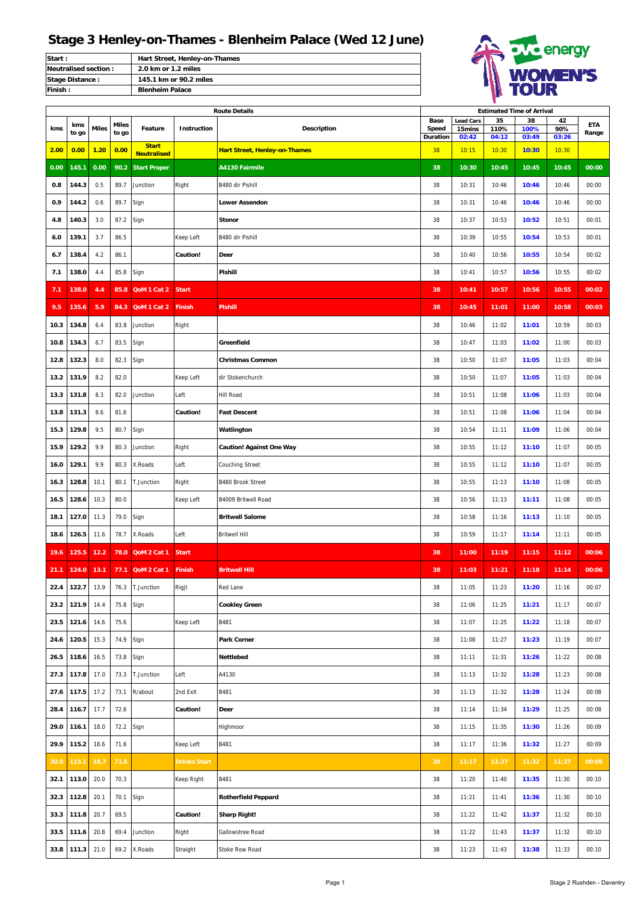# Stage 3 Henley-on-Thames - Blenheim Palace (Wed 12 June)

| | |
|---|---|
| Start : | Hart Street, Henley-on-Thames |
| Neutralised section : | 2.0 km or 1.2 miles |
| Stage Distance : | 145.1 km or 90.2 miles |
| Finish : | Blenheim Palace |

| Route Details | | | | | | | Estimated Time of Arrival | | | | | |
|---|---|---|---|---|---|---|---|---|---|---|---|---|
| kms | kms to go | Miles | Miles to go | Feature | Instruction | Description | Base Speed Duration | Lead Cars 15mins 02:42 | 35 110% 04:12 | 38 100% 03:49 | 42 90% 03:26 | ETA Range |
| 2.00 | 0.00 | 1.20 | 0.00 | Start Neutralised | | Hart Street, Henley-on-Thames | 38 | 10:15 | 10:30 | 10:30 | 10:30 | |
| 0.00 | 145.1 | 0.00 | 90.2 | Start Proper | | A4130 Fairmile | 38 | 10:30 | 10:45 | 10:45 | 10:45 | 00:00 |
| 0.8 | 144.3 | 0.5 | 89.7 | Junction | Right | B480 dir Pishill | 38 | 10:31 | 10:46 | 10:46 | 10:46 | 00:00 |
| 0.9 | 144.2 | 0.6 | 89.7 | Sign | | Lower Assendon | 38 | 10:31 | 10:46 | 10:46 | 10:46 | 00:00 |
| 4.8 | 140.3 | 3.0 | 87.2 | Sign | | Stonor | 38 | 10:37 | 10:53 | 10:52 | 10:51 | 00:01 |
| 6.0 | 139.1 | 3.7 | 86.5 | | Keep Left | B480 dir Pishill | 38 | 10:39 | 10:55 | 10:54 | 10:53 | 00:01 |
| 6.7 | 138.4 | 4.2 | 86.1 | | Caution! | Deer | 38 | 10:40 | 10:56 | 10:55 | 10:54 | 00:02 |
| 7.1 | 138.0 | 4.4 | 85.8 | Sign | | Pishill | 38 | 10:41 | 10:57 | 10:56 | 10:55 | 00:02 |
| 7.1 | 138.0 | 4.4 | 85.8 | QoM 1 Cat 2 | Start | | 38 | 10:41 | 10:57 | 10:56 | 10:55 | 00:02 |
| 9.5 | 135.6 | 5.9 | 84.3 | QoM 1 Cat 2 | Finish | Pishill | 38 | 10:45 | 11:01 | 11:00 | 10:58 | 00:03 |
| 10.3 | 134.8 | 6.4 | 83.8 | Junction | Right | | 38 | 10:46 | 11:02 | 11:01 | 10:59 | 00:03 |
| 10.8 | 134.3 | 6.7 | 83.5 | Sign | | Greenfield | 38 | 10:47 | 11:03 | 11:02 | 11:00 | 00:03 |
| 12.8 | 132.3 | 8.0 | 82.3 | Sign | | Christmas Common | 38 | 10:50 | 11:07 | 11:05 | 11:03 | 00:04 |
| 13.2 | 131.9 | 8.2 | 82.0 | | Keep Left | dir Stokenchurch | 38 | 10:50 | 11:07 | 11:05 | 11:03 | 00:04 |
| 13.3 | 131.8 | 8.3 | 82.0 | Junction | Left | Hill Road | 38 | 10:51 | 11:08 | 11:06 | 11:03 | 00:04 |
| 13.8 | 131.3 | 8.6 | 81.6 | | Caution! | Fast Descent | 38 | 10:51 | 11:08 | 11:06 | 11:04 | 00:04 |
| 15.3 | 129.8 | 9.5 | 80.7 | Sign | | Watlington | 38 | 10:54 | 11:11 | 11:09 | 11:06 | 00:04 |
| 15.9 | 129.2 | 9.9 | 80.3 | Junction | Right | Caution! Against One Way | 38 | 10:55 | 11:12 | 11:10 | 11:07 | 00:05 |
| 16.0 | 129.1 | 9.9 | 80.3 | X.Roads | Left | Couching Street | 38 | 10:55 | 11:12 | 11:10 | 11:07 | 00:05 |
| 16.3 | 128.8 | 10.1 | 80.1 | T.Junction | Right | B480 Brook Street | 38 | 10:55 | 11:13 | 11:10 | 11:08 | 00:05 |
| 16.5 | 128.6 | 10.3 | 80.0 | | Keep Left | B4009 Britwell Road | 38 | 10:56 | 11:13 | 11:11 | 11:08 | 00:05 |
| 18.1 | 127.0 | 11.3 | 79.0 | Sign | | Britwell Salome | 38 | 10:58 | 11:16 | 11:13 | 11:10 | 00:05 |
| 18.6 | 126.5 | 11.6 | 78.7 | X.Roads | Left | Britwell Hill | 38 | 10:59 | 11:17 | 11:14 | 11:11 | 00:05 |
| 19.6 | 125.5 | 12.2 | 78.0 | QoM 2 Cat 1 | Start | | 38 | 11:00 | 11:19 | 11:15 | 11:12 | 00:06 |
| 21.1 | 124.0 | 13.1 | 77.1 | QoM 2 Cat 1 | Finish | Britwell Hill | 38 | 11:03 | 11:21 | 11:18 | 11:14 | 00:06 |
| 22.4 | 122.7 | 13.9 | 76.3 | T.Junction | Rigjt | Red Lane | 38 | 11:05 | 11:23 | 11:20 | 11:16 | 00:07 |
| 23.2 | 121.9 | 14.4 | 75.8 | Sign | | Cookley Green | 38 | 11:06 | 11:25 | 11:21 | 11:17 | 00:07 |
| 23.5 | 121.6 | 14.6 | 75.6 | | Keep Left | B481 | 38 | 11:07 | 11:25 | 11:22 | 11:18 | 00:07 |
| 24.6 | 120.5 | 15.3 | 74.9 | Sign | | Park Corner | 38 | 11:08 | 11:27 | 11:23 | 11:19 | 00:07 |
| 26.5 | 118.6 | 16.5 | 73.8 | Sign | | Nettlebed | 38 | 11:11 | 11:31 | 11:26 | 11:22 | 00:08 |
| 27.3 | 117.8 | 17.0 | 73.3 | T.Junction | Left | A4130 | 38 | 11:13 | 11:32 | 11:28 | 11:23 | 00:08 |
| 27.6 | 117.5 | 17.2 | 73.1 | R/about | 2nd Exit | B481 | 38 | 11:13 | 11:32 | 11:28 | 11:24 | 00:08 |
| 28.4 | 116.7 | 17.7 | 72.6 | | Caution! | Deer | 38 | 11:14 | 11:34 | 11:29 | 11:25 | 00:08 |
| 29.0 | 116.1 | 18.0 | 72.2 | Sign | | Highmoor | 38 | 11:15 | 11:35 | 11:30 | 11:26 | 00:09 |
| 29.9 | 115.2 | 18.6 | 71.6 | | Keep Left | B481 | 38 | 11:17 | 11:36 | 11:32 | 11:27 | 00:09 |
| 30.0 | 115.1 | 18.7 | 71.6 | | Drinks Start | | 38 | 11:17 | 11:37 | 11:32 | 11:27 | 00:09 |
| 32.1 | 113.0 | 20.0 | 70.3 | | Keep Right | B481 | 38 | 11:20 | 11:40 | 11:35 | 11:30 | 00:10 |
| 32.3 | 112.8 | 20.1 | 70.1 | Sign | | Rotherfield Peppard | 38 | 11:21 | 11:41 | 11:36 | 11:30 | 00:10 |
| 33.3 | 111.8 | 20.7 | 69.5 | | Caution! | Sharp Right! | 38 | 11:22 | 11:42 | 11:37 | 11:32 | 00:10 |
| 33.5 | 111.6 | 20.8 | 69.4 | Junction | Right | Gallowstree Road | 38 | 11:22 | 11:43 | 11:37 | 11:32 | 00:10 |
| 33.8 | 111.3 | 21.0 | 69.2 | X.Roads | Straight | Stoke Row Road | 38 | 11:23 | 11:43 | 11:38 | 11:33 | 00:10 |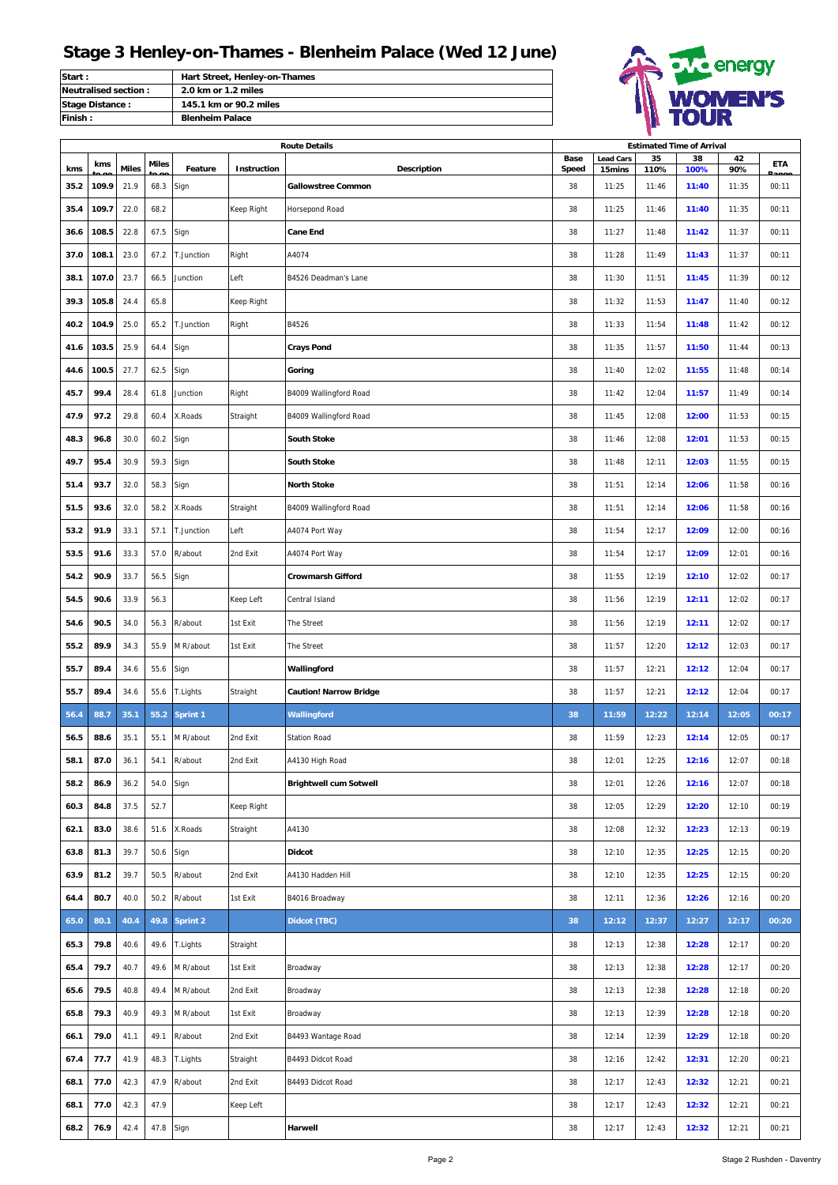# Stage 3 Henley-on-Thames - Blenheim Palace (Wed 12 June)

| | |
|---|---|
| **Start :** | **Hart Street, Henley-on-Thames** |
| **Neutralised section :** | **2.0 km or 1.2 miles** |
| **Stage Distance :** | **145.1 km or 90.2 miles** |
| **Finish :** | **Blenheim Palace** |

| Route Details | | | | | | | Estimated Time of Arrival | | | | | |
|---|---|---|---|---|---|---|---|---|---|---|---|---|
| kms | kms to go | Miles | Miles to go | Feature | Instruction | Description | Base Speed | Lead Cars 15mins | 35 110% | 38 100% | 42 90% | ETA Range |
| 35.2 | 109.9 | 21.9 | 68.3 | Sign | | **Gallowstree Common** | 38 | 11:25 | 11:46 | 11:40 | 11:35 | 00:11 |
| 35.4 | 109.7 | 22.0 | 68.2 | | Keep Right | Horsepond Road | 38 | 11:25 | 11:46 | 11:40 | 11:35 | 00:11 |
| 36.6 | 108.5 | 22.8 | 67.5 | Sign | | **Cane End** | 38 | 11:27 | 11:48 | 11:42 | 11:37 | 00:11 |
| 37.0 | 108.1 | 23.0 | 67.2 | T.Junction | Right | A4074 | 38 | 11:28 | 11:49 | 11:43 | 11:37 | 00:11 |
| 38.1 | 107.0 | 23.7 | 66.5 | Junction | Left | B4526 Deadman's Lane | 38 | 11:30 | 11:51 | 11:45 | 11:39 | 00:12 |
| 39.3 | 105.8 | 24.4 | 65.8 | | Keep Right | | 38 | 11:32 | 11:53 | 11:47 | 11:40 | 00:12 |
| 40.2 | 104.9 | 25.0 | 65.2 | T.Junction | Right | B4526 | 38 | 11:33 | 11:54 | 11:48 | 11:42 | 00:12 |
| 41.6 | 103.5 | 25.9 | 64.4 | Sign | | **Crays Pond** | 38 | 11:35 | 11:57 | 11:50 | 11:44 | 00:13 |
| 44.6 | 100.5 | 27.7 | 62.5 | Sign | | **Goring** | 38 | 11:40 | 12:02 | 11:55 | 11:48 | 00:14 |
| 45.7 | 99.4 | 28.4 | 61.8 | Junction | Right | B4009 Wallingford Road | 38 | 11:42 | 12:04 | 11:57 | 11:49 | 00:14 |
| 47.9 | 97.2 | 29.8 | 60.4 | X.Roads | Straight | B4009 Wallingford Road | 38 | 11:45 | 12:08 | 12:00 | 11:53 | 00:15 |
| 48.3 | 96.8 | 30.0 | 60.2 | Sign | | **South Stoke** | 38 | 11:46 | 12:08 | 12:01 | 11:53 | 00:15 |
| 49.7 | 95.4 | 30.9 | 59.3 | Sign | | **South Stoke** | 38 | 11:48 | 12:11 | 12:03 | 11:55 | 00:15 |
| 51.4 | 93.7 | 32.0 | 58.3 | Sign | | **North Stoke** | 38 | 11:51 | 12:14 | 12:06 | 11:58 | 00:16 |
| 51.5 | 93.6 | 32.0 | 58.2 | X.Roads | Straight | B4009 Wallingford Road | 38 | 11:51 | 12:14 | 12:06 | 11:58 | 00:16 |
| 53.2 | 91.9 | 33.1 | 57.1 | T.Junction | Left | A4074 Port Way | 38 | 11:54 | 12:17 | 12:09 | 12:00 | 00:16 |
| 53.5 | 91.6 | 33.3 | 57.0 | R/about | 2nd Exit | A4074 Port Way | 38 | 11:54 | 12:17 | 12:09 | 12:01 | 00:16 |
| 54.2 | 90.9 | 33.7 | 56.5 | Sign | | **Crowmarsh Gifford** | 38 | 11:55 | 12:19 | 12:10 | 12:02 | 00:17 |
| 54.5 | 90.6 | 33.9 | 56.3 | | Keep Left | Central Island | 38 | 11:56 | 12:19 | 12:11 | 12:02 | 00:17 |
| 54.6 | 90.5 | 34.0 | 56.3 | R/about | 1st Exit | The Street | 38 | 11:56 | 12:19 | 12:11 | 12:02 | 00:17 |
| 55.2 | 89.9 | 34.3 | 55.9 | M R/about | 1st Exit | The Street | 38 | 11:57 | 12:20 | 12:12 | 12:03 | 00:17 |
| 55.7 | 89.4 | 34.6 | 55.6 | Sign | | **Wallingford** | 38 | 11:57 | 12:21 | 12:12 | 12:04 | 00:17 |
| 55.7 | 89.4 | 34.6 | 55.6 | T.Lights | Straight | **Caution! Narrow Bridge** | 38 | 11:57 | 12:21 | 12:12 | 12:04 | 00:17 |
| **56.4** | **88.7** | **35.1** | **55.2** | **Sprint 1** | | **Wallingford** | **38** | **11:59** | **12:22** | **12:14** | **12:05** | **00:17** |
| 56.5 | 88.6 | 35.1 | 55.1 | M R/about | 2nd Exit | Station Road | 38 | 11:59 | 12:23 | 12:14 | 12:05 | 00:17 |
| 58.1 | 87.0 | 36.1 | 54.1 | R/about | 2nd Exit | A4130 High Road | 38 | 12:01 | 12:25 | 12:16 | 12:07 | 00:18 |
| 58.2 | 86.9 | 36.2 | 54.0 | Sign | | **Brightwell cum Sotwell** | 38 | 12:01 | 12:26 | 12:16 | 12:07 | 00:18 |
| 60.3 | 84.8 | 37.5 | 52.7 | | Keep Right | | 38 | 12:05 | 12:29 | 12:20 | 12:10 | 00:19 |
| 62.1 | 83.0 | 38.6 | 51.6 | X.Roads | Straight | A4130 | 38 | 12:08 | 12:32 | 12:23 | 12:13 | 00:19 |
| 63.8 | 81.3 | 39.7 | 50.6 | Sign | | **Didcot** | 38 | 12:10 | 12:35 | 12:25 | 12:15 | 00:20 |
| 63.9 | 81.2 | 39.7 | 50.5 | R/about | 2nd Exit | A4130 Hadden Hill | 38 | 12:10 | 12:35 | 12:25 | 12:15 | 00:20 |
| 64.4 | 80.7 | 40.0 | 50.2 | R/about | 1st Exit | B4016 Broadway | 38 | 12:11 | 12:36 | 12:26 | 12:16 | 00:20 |
| **65.0** | **80.1** | **40.4** | **49.8** | **Sprint 2** | | **Didcot (TBC)** | **38** | **12:12** | **12:37** | **12:27** | **12:17** | **00:20** |
| 65.3 | 79.8 | 40.6 | 49.6 | T.Lights | Straight | | 38 | 12:13 | 12:38 | 12:28 | 12:17 | 00:20 |
| 65.4 | 79.7 | 40.7 | 49.6 | M R/about | 1st Exit | Broadway | 38 | 12:13 | 12:38 | 12:28 | 12:17 | 00:20 |
| 65.6 | 79.5 | 40.8 | 49.4 | M R/about | 2nd Exit | Broadway | 38 | 12:13 | 12:38 | 12:28 | 12:18 | 00:20 |
| 65.8 | 79.3 | 40.9 | 49.3 | M R/about | 1st Exit | Broadway | 38 | 12:13 | 12:39 | 12:28 | 12:18 | 00:20 |
| 66.1 | 79.0 | 41.1 | 49.1 | R/about | 2nd Exit | B4493 Wantage Road | 38 | 12:14 | 12:39 | 12:29 | 12:18 | 00:20 |
| 67.4 | 77.7 | 41.9 | 48.3 | T.Lights | Straight | B4493 Didcot Road | 38 | 12:16 | 12:42 | 12:31 | 12:20 | 00:21 |
| 68.1 | 77.0 | 42.3 | 47.9 | R/about | 2nd Exit | B4493 Didcot Road | 38 | 12:17 | 12:43 | 12:32 | 12:21 | 00:21 |
| 68.1 | 77.0 | 42.3 | 47.9 | | Keep Left | | 38 | 12:17 | 12:43 | 12:32 | 12:21 | 00:21 |
| 68.2 | 76.9 | 42.4 | 47.8 | Sign | | **Harwell** | 38 | 12:17 | 12:43 | 12:32 | 12:21 | 00:21 |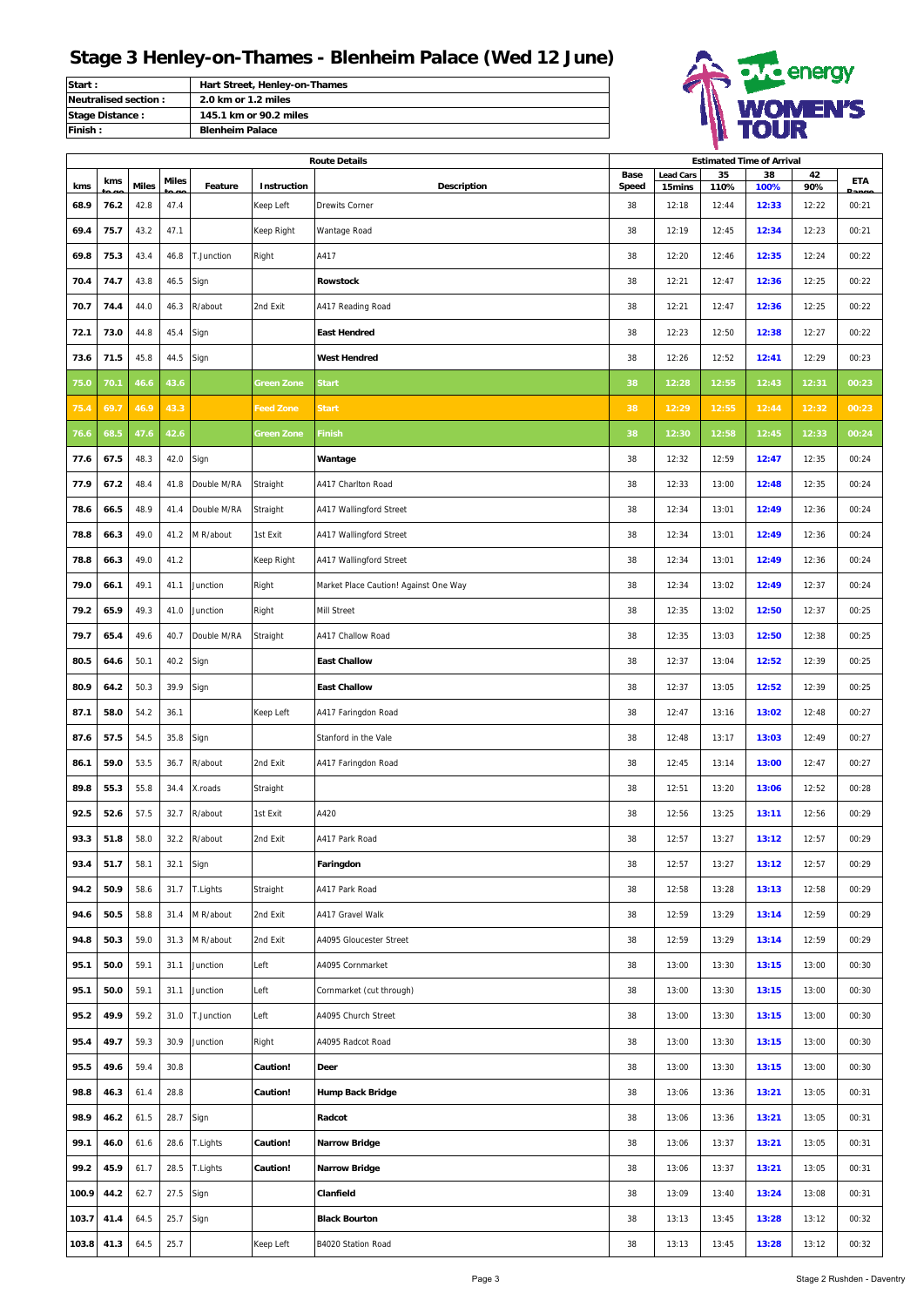# Stage 3 Henley-on-Thames - Blenheim Palace (Wed 12 June)

| | |
|---|---|
| **Start :** | **Hart Street, Henley-on-Thames** |
| **Neutralised section :** | **2.0 km or 1.2 miles** |
| **Stage Distance :** | **145.1 km or 90.2 miles** |
| **Finish :** | **Blenheim Palace** |

| Route Details | | | | | | | Estimated Time of Arrival | | | | | |
|---|---|---|---|---|---|---|---|---|---|---|---|---|
| kms | kms to go | Miles | Miles to go | Feature | Instruction | Description | Base Speed | Lead Cars 15mins | 35 110% | 38 100% | 42 90% | ETA Range |
| **68.9** | **76.2** | 42.8 | 47.4 | | Keep Left | Drewits Corner | 38 | 12:18 | 12:44 | **12:33** | 12:22 | 00:21 |
| **69.4** | **75.7** | 43.2 | 47.1 | | Keep Right | Wantage Road | 38 | 12:19 | 12:45 | **12:34** | 12:23 | 00:21 |
| **69.8** | **75.3** | 43.4 | 46.8 | T.Junction | Right | A417 | 38 | 12:20 | 12:46 | **12:35** | 12:24 | 00:22 |
| **70.4** | **74.7** | 43.8 | 46.5 | Sign | | **Rowstock** | 38 | 12:21 | 12:47 | **12:36** | 12:25 | 00:22 |
| **70.7** | **74.4** | 44.0 | 46.3 | R/about | 2nd Exit | A417 Reading Road | 38 | 12:21 | 12:47 | **12:36** | 12:25 | 00:22 |
| **72.1** | **73.0** | 44.8 | 45.4 | Sign | | **East Hendred** | 38 | 12:23 | 12:50 | **12:38** | 12:27 | 00:22 |
| **73.6** | **71.5** | 45.8 | 44.5 | Sign | | **West Hendred** | 38 | 12:26 | 12:52 | **12:41** | 12:29 | 00:23 |
| **75.0** | **70.1** | **46.6** | **43.6** | | **Green Zone** | **Start** | **38** | **12:28** | **12:55** | **12:43** | **12:31** | **00:23** |
| **75.4** | **69.7** | **46.9** | **43.3** | | **Feed Zone** | **Start** | **38** | **12:29** | **12:55** | **12:44** | **12:32** | **00:23** |
| **76.6** | **68.5** | **47.6** | **42.6** | | **Green Zone** | **Finish** | **38** | **12:30** | **12:58** | **12:45** | **12:33** | **00:24** |
| **77.6** | **67.5** | 48.3 | 42.0 | Sign | | **Wantage** | 38 | 12:32 | 12:59 | **12:47** | 12:35 | 00:24 |
| **77.9** | **67.2** | 48.4 | 41.8 | Double M/RA | Straight | A417 Charlton Road | 38 | 12:33 | 13:00 | **12:48** | 12:35 | 00:24 |
| **78.6** | **66.5** | 48.9 | 41.4 | Double M/RA | Straight | A417 Wallingford Street | 38 | 12:34 | 13:01 | **12:49** | 12:36 | 00:24 |
| **78.8** | **66.3** | 49.0 | 41.2 | M R/about | 1st Exit | A417 Wallingford Street | 38 | 12:34 | 13:01 | **12:49** | 12:36 | 00:24 |
| **78.8** | **66.3** | 49.0 | 41.2 | | Keep Right | A417 Wallingford Street | 38 | 12:34 | 13:01 | **12:49** | 12:36 | 00:24 |
| **79.0** | **66.1** | 49.1 | 41.1 | Junction | Right | Market Place Caution! Against One Way | 38 | 12:34 | 13:02 | **12:49** | 12:37 | 00:24 |
| **79.2** | **65.9** | 49.3 | 41.0 | Junction | Right | Mill Street | 38 | 12:35 | 13:02 | **12:50** | 12:37 | 00:25 |
| **79.7** | **65.4** | 49.6 | 40.7 | Double M/RA | Straight | A417 Challow Road | 38 | 12:35 | 13:03 | **12:50** | 12:38 | 00:25 |
| **80.5** | **64.6** | 50.1 | 40.2 | Sign | | **East Challow** | 38 | 12:37 | 13:04 | **12:52** | 12:39 | 00:25 |
| **80.9** | **64.2** | 50.3 | 39.9 | Sign | | **East Challow** | 38 | 12:37 | 13:05 | **12:52** | 12:39 | 00:25 |
| **87.1** | **58.0** | 54.2 | 36.1 | | Keep Left | A417 Faringdon Road | 38 | 12:47 | 13:16 | **13:02** | 12:48 | 00:27 |
| **87.6** | **57.5** | 54.5 | 35.8 | Sign | | Stanford in the Vale | 38 | 12:48 | 13:17 | **13:03** | 12:49 | 00:27 |
| **86.1** | **59.0** | 53.5 | 36.7 | R/about | 2nd Exit | A417 Faringdon Road | 38 | 12:45 | 13:14 | **13:00** | 12:47 | 00:27 |
| **89.8** | **55.3** | 55.8 | 34.4 | X.roads | Straight | | 38 | 12:51 | 13:20 | **13:06** | 12:52 | 00:28 |
| **92.5** | **52.6** | 57.5 | 32.7 | R/about | 1st Exit | A420 | 38 | 12:56 | 13:25 | **13:11** | 12:56 | 00:29 |
| **93.3** | **51.8** | 58.0 | 32.2 | R/about | 2nd Exit | A417 Park Road | 38 | 12:57 | 13:27 | **13:12** | 12:57 | 00:29 |
| **93.4** | **51.7** | 58.1 | 32.1 | Sign | | **Faringdon** | 38 | 12:57 | 13:27 | **13:12** | 12:57 | 00:29 |
| **94.2** | **50.9** | 58.6 | 31.7 | T.Lights | Straight | A417 Park Road | 38 | 12:58 | 13:28 | **13:13** | 12:58 | 00:29 |
| **94.6** | **50.5** | 58.8 | 31.4 | M R/about | 2nd Exit | A417 Gravel Walk | 38 | 12:59 | 13:29 | **13:14** | 12:59 | 00:29 |
| **94.8** | **50.3** | 59.0 | 31.3 | M R/about | 2nd Exit | A4095 Gloucester Street | 38 | 12:59 | 13:29 | **13:14** | 12:59 | 00:29 |
| **95.1** | **50.0** | 59.1 | 31.1 | Junction | Left | A4095 Cornmarket | 38 | 13:00 | 13:30 | **13:15** | 13:00 | 00:30 |
| **95.1** | **50.0** | 59.1 | 31.1 | Junction | Left | Cornmarket (cut through) | 38 | 13:00 | 13:30 | **13:15** | 13:00 | 00:30 |
| **95.2** | **49.9** | 59.2 | 31.0 | T.Junction | Left | A4095 Church Street | 38 | 13:00 | 13:30 | **13:15** | 13:00 | 00:30 |
| **95.4** | **49.7** | 59.3 | 30.9 | Junction | Right | A4095 Radcot Road | 38 | 13:00 | 13:30 | **13:15** | 13:00 | 00:30 |
| **95.5** | **49.6** | 59.4 | 30.8 | | **Caution!** | **Deer** | 38 | 13:00 | 13:30 | **13:15** | 13:00 | 00:30 |
| **98.8** | **46.3** | 61.4 | 28.8 | | **Caution!** | **Hump Back Bridge** | 38 | 13:06 | 13:36 | **13:21** | 13:05 | 00:31 |
| **98.9** | **46.2** | 61.5 | 28.7 | Sign | | **Radcot** | 38 | 13:06 | 13:36 | **13:21** | 13:05 | 00:31 |
| **99.1** | **46.0** | 61.6 | 28.6 | T.Lights | **Caution!** | **Narrow Bridge** | 38 | 13:06 | 13:37 | **13:21** | 13:05 | 00:31 |
| **99.2** | **45.9** | 61.7 | 28.5 | T.Lights | **Caution!** | **Narrow Bridge** | 38 | 13:06 | 13:37 | **13:21** | 13:05 | 00:31 |
| **100.9** | **44.2** | 62.7 | 27.5 | Sign | | **Clanfield** | 38 | 13:09 | 13:40 | **13:24** | 13:08 | 00:31 |
| **103.7** | **41.4** | 64.5 | 25.7 | Sign | | **Black Bourton** | 38 | 13:13 | 13:45 | **13:28** | 13:12 | 00:32 |
| **103.8** | **41.3** | 64.5 | 25.7 | | Keep Left | B4020 Station Road | 38 | 13:13 | 13:45 | **13:28** | 13:12 | 00:32 |

Stage 2 Rushden - Daventry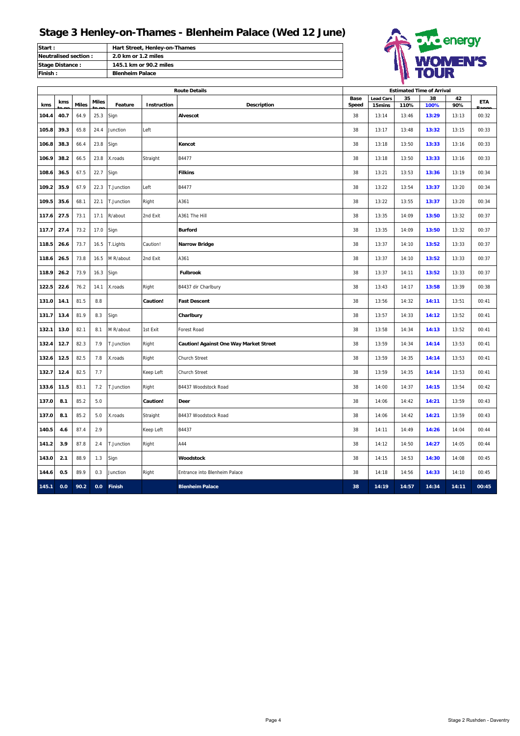# Stage 3 Henley-on-Thames - Blenheim Palace (Wed 12 June)

| | |
|---|---|
| **Start :** | **Hart Street, Henley-on-Thames** |
| **Neutralised section :** | **2.0 km or 1.2 miles** |
| **Stage Distance :** | **145.1 km or 90.2 miles** |
| **Finish :** | **Blenheim Palace** |

| Route Details | | | | | | | Estimated Time of Arrival | | | | | |
|---|---|---|---|---|---|---|---|---|---|---|---|---|
| kms | kms to go | Miles | Miles to go | Feature | Instruction | Description | Base Speed | Lead Cars 15mins | 35 110% | 38 100% | 42 90% | ETA Range |
| **104.4** | **40.7** | 64.9 | 25.3 | Sign | | **Alvescot** | 38 | 13:14 | 13:46 | **13:29** | 13:13 | 00:32 |
| **105.8** | **39.3** | 65.8 | 24.4 | Junction | Left | | 38 | 13:17 | 13:48 | **13:32** | 13:15 | 00:33 |
| **106.8** | **38.3** | 66.4 | 23.8 | Sign | | **Kencot** | 38 | 13:18 | 13:50 | **13:33** | 13:16 | 00:33 |
| **106.9** | **38.2** | 66.5 | 23.8 | X.roads | Straight | B4477 | 38 | 13:18 | 13:50 | **13:33** | 13:16 | 00:33 |
| **108.6** | **36.5** | 67.5 | 22.7 | Sign | | **Filkins** | 38 | 13:21 | 13:53 | **13:36** | 13:19 | 00:34 |
| **109.2** | **35.9** | 67.9 | 22.3 | T.Junction | Left | B4477 | 38 | 13:22 | 13:54 | **13:37** | 13:20 | 00:34 |
| **109.5** | **35.6** | 68.1 | 22.1 | T.Junction | Right | A361 | 38 | 13:22 | 13:55 | **13:37** | 13:20 | 00:34 |
| **117.6** | **27.5** | 73.1 | 17.1 | R/about | 2nd Exit | A361 The Hill | 38 | 13:35 | 14:09 | **13:50** | 13:32 | 00:37 |
| **117.7** | **27.4** | 73.2 | 17.0 | Sign | | **Burford** | 38 | 13:35 | 14:09 | **13:50** | 13:32 | 00:37 |
| **118.5** | **26.6** | 73.7 | 16.5 | T.Lights | Caution! | **Narrow Bridge** | 38 | 13:37 | 14:10 | **13:52** | 13:33 | 00:37 |
| **118.6** | **26.5** | 73.8 | 16.5 | M R/about | 2nd Exit | A361 | 38 | 13:37 | 14:10 | **13:52** | 13:33 | 00:37 |
| **118.9** | **26.2** | 73.9 | 16.3 | Sign | | **Fulbrook** | 38 | 13:37 | 14:11 | **13:52** | 13:33 | 00:37 |
| **122.5** | **22.6** | 76.2 | 14.1 | X.roads | Right | B4437 dir Charlbury | 38 | 13:43 | 14:17 | **13:58** | 13:39 | 00:38 |
| **131.0** | **14.1** | 81.5 | 8.8 | | **Caution!** | **Fast Descent** | 38 | 13:56 | 14:32 | **14:11** | 13:51 | 00:41 |
| **131.7** | **13.4** | 81.9 | 8.3 | Sign | | **Charlbury** | 38 | 13:57 | 14:33 | **14:12** | 13:52 | 00:41 |
| **132.1** | **13.0** | 82.1 | 8.1 | M R/about | 1st Exit | Forest Road | 38 | 13:58 | 14:34 | **14:13** | 13:52 | 00:41 |
| **132.4** | **12.7** | 82.3 | 7.9 | T.Junction | Right | **Caution! Against One Way Market Street** | 38 | 13:59 | 14:34 | **14:14** | 13:53 | 00:41 |
| **132.6** | **12.5** | 82.5 | 7.8 | X.roads | Right | Church Street | 38 | 13:59 | 14:35 | **14:14** | 13:53 | 00:41 |
| **132.7** | **12.4** | 82.5 | 7.7 | | Keep Left | Church Street | 38 | 13:59 | 14:35 | **14:14** | 13:53 | 00:41 |
| **133.6** | **11.5** | 83.1 | 7.2 | T.Junction | Right | B4437 Woodstock Road | 38 | 14:00 | 14:37 | **14:15** | 13:54 | 00:42 |
| **137.0** | **8.1** | 85.2 | 5.0 | | **Caution!** | **Deer** | 38 | 14:06 | 14:42 | **14:21** | 13:59 | 00:43 |
| **137.0** | **8.1** | 85.2 | 5.0 | X.roads | Straight | B4437 Woodstock Road | 38 | 14:06 | 14:42 | **14:21** | 13:59 | 00:43 |
| **140.5** | **4.6** | 87.4 | 2.9 | | Keep Left | B4437 | 38 | 14:11 | 14:49 | **14:26** | 14:04 | 00:44 |
| **141.2** | **3.9** | 87.8 | 2.4 | T.Junction | Right | A44 | 38 | 14:12 | 14:50 | **14:27** | 14:05 | 00:44 |
| **143.0** | **2.1** | 88.9 | 1.3 | Sign | | **Woodstock** | 38 | 14:15 | 14:53 | **14:30** | 14:08 | 00:45 |
| **144.6** | **0.5** | 89.9 | 0.3 | Junction | Right | Entrance into Blenheim Palace | 38 | 14:18 | 14:56 | **14:33** | 14:10 | 00:45 |
| **145.1** | **0.0** | **90.2** | **0.0** | **Finish** | | **Blenheim Palace** | **38** | **14:19** | **14:57** | **14:34** | **14:11** | **00:45** |